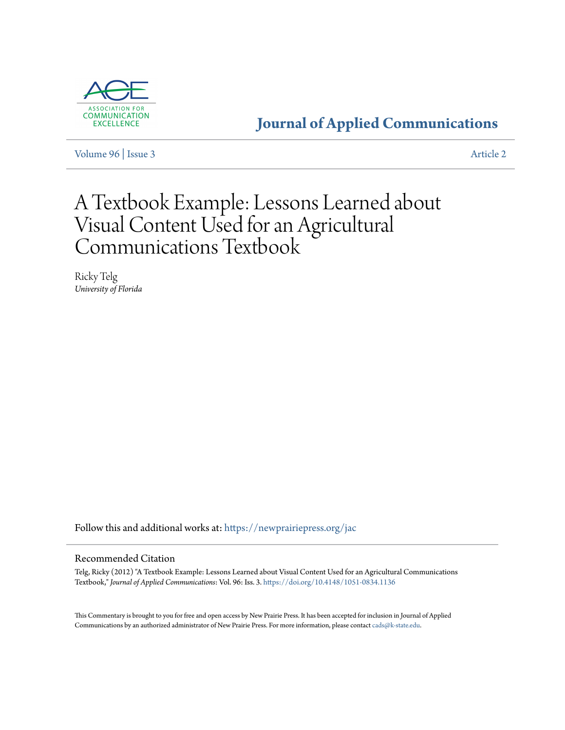# Journal of Applied Communications

Volume 96 | Issue 3 Article 2

# A Textbook Example: Lessons Learned about Visual Content Used for an Agricultural Communications Textbook

Ricky Telg
*University of Florida*

Follow this and additional works at: https://newprairiepress.org/jac

## Recommended Citation

Telg, Ricky (2012) "A Textbook Example: Lessons Learned about Visual Content Used for an Agricultural Communications Textbook," *Journal of Applied Communications*: Vol. 96: Iss. 3. https://doi.org/10.4148/1051-0834.1136

This Commentary is brought to you for free and open access by New Prairie Press. It has been accepted for inclusion in Journal of Applied Communications by an authorized administrator of New Prairie Press. For more information, please contact cads@k-state.edu.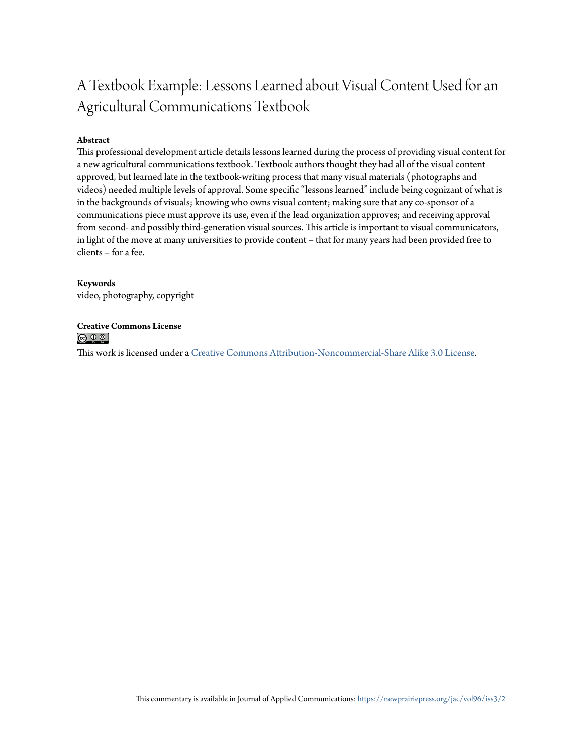# A Textbook Example: Lessons Learned about Visual Content Used for an Agricultural Communications Textbook

**Abstract**

This professional development article details lessons learned during the process of providing visual content for a new agricultural communications textbook. Textbook authors thought they had all of the visual content approved, but learned late in the textbook-writing process that many visual materials (photographs and videos) needed multiple levels of approval. Some specific "lessons learned" include being cognizant of what is in the backgrounds of visuals; knowing who owns visual content; making sure that any co-sponsor of a communications piece must approve its use, even if the lead organization approves; and receiving approval from second- and possibly third-generation visual sources. This article is important to visual communicators, in light of the move at many universities to provide content – that for many years had been provided free to clients – for a fee.

**Keywords**

video, photography, copyright

**Creative Commons License**

This work is licensed under a Creative Commons Attribution-Noncommercial-Share Alike 3.0 License.

This commentary is available in Journal of Applied Communications: https://newprairiepress.org/jac/vol96/iss3/2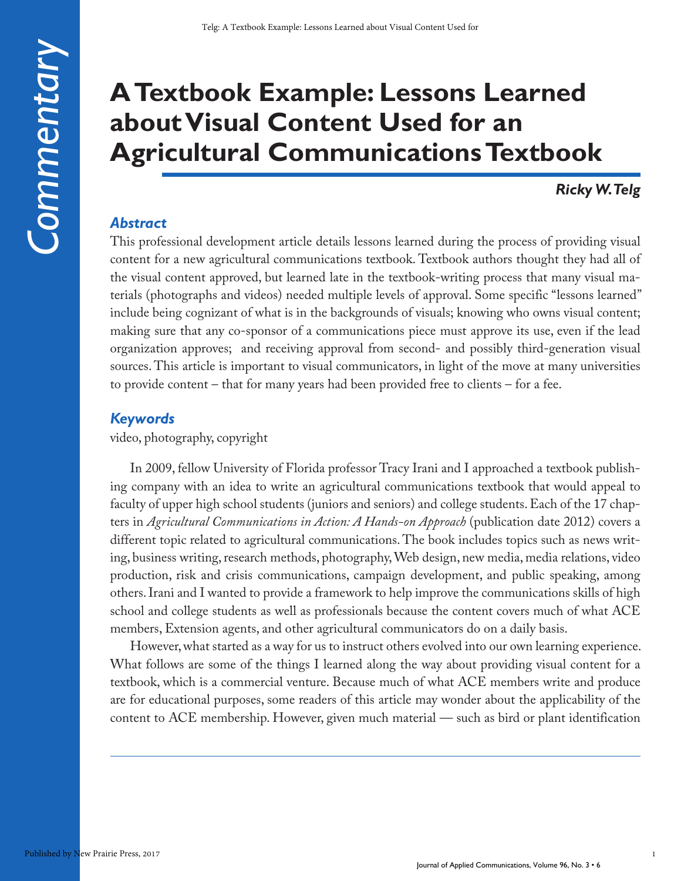# A Textbook Example: Lessons Learned about Visual Content Used for an Agricultural Communications Textbook

***Ricky W. Telg***

### *Abstract*

This professional development article details lessons learned during the process of providing visual content for a new agricultural communications textbook. Textbook authors thought they had all of the visual content approved, but learned late in the textbook-writing process that many visual materials (photographs and videos) needed multiple levels of approval. Some specific "lessons learned" include being cognizant of what is in the backgrounds of visuals; knowing who owns visual content; making sure that any co-sponsor of a communications piece must approve its use, even if the lead organization approves; and receiving approval from second- and possibly third-generation visual sources. This article is important to visual communicators, in light of the move at many universities to provide content – that for many years had been provided free to clients – for a fee.

### *Keywords*

video, photography, copyright

In 2009, fellow University of Florida professor Tracy Irani and I approached a textbook publishing company with an idea to write an agricultural communications textbook that would appeal to faculty of upper high school students (juniors and seniors) and college students. Each of the 17 chapters in *Agricultural Communications in Action: A Hands-on Approach* (publication date 2012) covers a different topic related to agricultural communications. The book includes topics such as news writing, business writing, research methods, photography, Web design, new media, media relations, video production, risk and crisis communications, campaign development, and public speaking, among others. Irani and I wanted to provide a framework to help improve the communications skills of high school and college students as well as professionals because the content covers much of what ACE members, Extension agents, and other agricultural communicators do on a daily basis.

However, what started as a way for us to instruct others evolved into our own learning experience. What follows are some of the things I learned along the way about providing visual content for a textbook, which is a commercial venture. Because much of what ACE members write and produce are for educational purposes, some readers of this article may wonder about the applicability of the content to ACE membership. However, given much material — such as bird or plant identification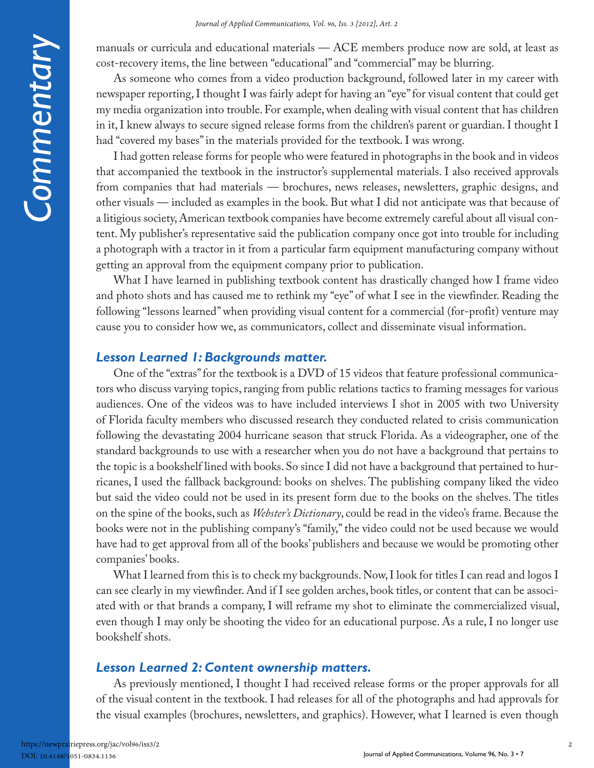manuals or curricula and educational materials — ACE members produce now are sold, at least as cost-recovery items, the line between "educational" and "commercial" may be blurring.

As someone who comes from a video production background, followed later in my career with newspaper reporting, I thought I was fairly adept for having an "eye" for visual content that could get my media organization into trouble. For example, when dealing with visual content that has children in it, I knew always to secure signed release forms from the children's parent or guardian. I thought I had "covered my bases" in the materials provided for the textbook. I was wrong.

I had gotten release forms for people who were featured in photographs in the book and in videos that accompanied the textbook in the instructor's supplemental materials. I also received approvals from companies that had materials — brochures, news releases, newsletters, graphic designs, and other visuals — included as examples in the book. But what I did not anticipate was that because of a litigious society, American textbook companies have become extremely careful about all visual content. My publisher's representative said the publication company once got into trouble for including a photograph with a tractor in it from a particular farm equipment manufacturing company without getting an approval from the equipment company prior to publication.

What I have learned in publishing textbook content has drastically changed how I frame video and photo shots and has caused me to rethink my "eye" of what I see in the viewfinder. Reading the following "lessons learned" when providing visual content for a commercial (for-profit) venture may cause you to consider how we, as communicators, collect and disseminate visual information.

### *Lesson Learned 1: Backgrounds matter.*

One of the "extras" for the textbook is a DVD of 15 videos that feature professional communicators who discuss varying topics, ranging from public relations tactics to framing messages for various audiences. One of the videos was to have included interviews I shot in 2005 with two University of Florida faculty members who discussed research they conducted related to crisis communication following the devastating 2004 hurricane season that struck Florida. As a videographer, one of the standard backgrounds to use with a researcher when you do not have a background that pertains to the topic is a bookshelf lined with books. So since I did not have a background that pertained to hurricanes, I used the fallback background: books on shelves. The publishing company liked the video but said the video could not be used in its present form due to the books on the shelves. The titles on the spine of the books, such as *Webster's Dictionary*, could be read in the video's frame. Because the books were not in the publishing company's "family," the video could not be used because we would have had to get approval from all of the books' publishers and because we would be promoting other companies' books.

What I learned from this is to check my backgrounds. Now, I look for titles I can read and logos I can see clearly in my viewfinder. And if I see golden arches, book titles, or content that can be associated with or that brands a company, I will reframe my shot to eliminate the commercialized visual, even though I may only be shooting the video for an educational purpose. As a rule, I no longer use bookshelf shots.

### *Lesson Learned 2: Content ownership matters.*

As previously mentioned, I thought I had received release forms or the proper approvals for all of the visual content in the textbook. I had releases for all of the photographs and had approvals for the visual examples (brochures, newsletters, and graphics). However, what I learned is even though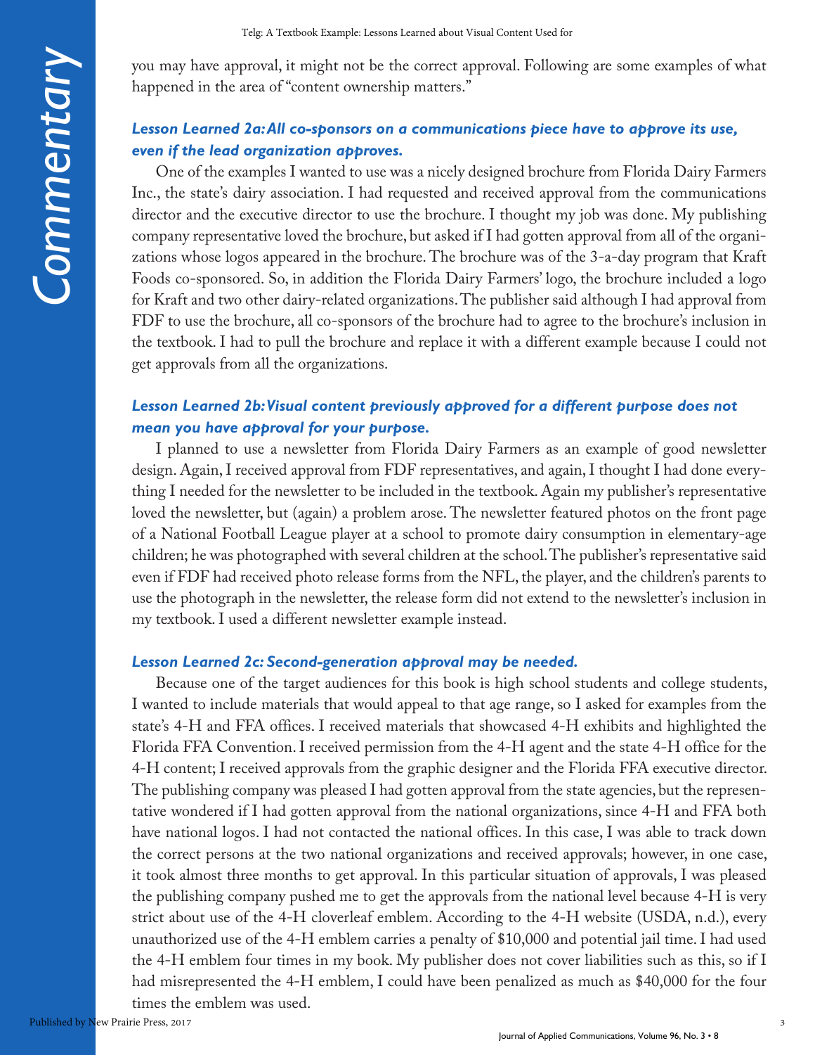you may have approval, it might not be the correct approval. Following are some examples of what happened in the area of "content ownership matters."

### *Lesson Learned 2a: All co-sponsors on a communications piece have to approve its use, even if the lead organization approves.*

One of the examples I wanted to use was a nicely designed brochure from Florida Dairy Farmers Inc., the state's dairy association. I had requested and received approval from the communications director and the executive director to use the brochure. I thought my job was done. My publishing company representative loved the brochure, but asked if I had gotten approval from all of the organizations whose logos appeared in the brochure. The brochure was of the 3-a-day program that Kraft Foods co-sponsored. So, in addition the Florida Dairy Farmers' logo, the brochure included a logo for Kraft and two other dairy-related organizations. The publisher said although I had approval from FDF to use the brochure, all co-sponsors of the brochure had to agree to the brochure's inclusion in the textbook. I had to pull the brochure and replace it with a different example because I could not get approvals from all the organizations.

### *Lesson Learned 2b: Visual content previously approved for a different purpose does not mean you have approval for your purpose.*

I planned to use a newsletter from Florida Dairy Farmers as an example of good newsletter design. Again, I received approval from FDF representatives, and again, I thought I had done everything I needed for the newsletter to be included in the textbook. Again my publisher's representative loved the newsletter, but (again) a problem arose. The newsletter featured photos on the front page of a National Football League player at a school to promote dairy consumption in elementary-age children; he was photographed with several children at the school. The publisher's representative said even if FDF had received photo release forms from the NFL, the player, and the children's parents to use the photograph in the newsletter, the release form did not extend to the newsletter's inclusion in my textbook. I used a different newsletter example instead.

### *Lesson Learned 2c: Second-generation approval may be needed.*

Because one of the target audiences for this book is high school students and college students, I wanted to include materials that would appeal to that age range, so I asked for examples from the state's 4-H and FFA offices. I received materials that showcased 4-H exhibits and highlighted the Florida FFA Convention. I received permission from the 4-H agent and the state 4-H office for the 4-H content; I received approvals from the graphic designer and the Florida FFA executive director. The publishing company was pleased I had gotten approval from the state agencies, but the representative wondered if I had gotten approval from the national organizations, since 4-H and FFA both have national logos. I had not contacted the national offices. In this case, I was able to track down the correct persons at the two national organizations and received approvals; however, in one case, it took almost three months to get approval. In this particular situation of approvals, I was pleased the publishing company pushed me to get the approvals from the national level because 4-H is very strict about use of the 4-H cloverleaf emblem. According to the 4-H website (USDA, n.d.), every unauthorized use of the 4-H emblem carries a penalty of $10,000 and potential jail time. I had used the 4-H emblem four times in my book. My publisher does not cover liabilities such as this, so if I had misrepresented the 4-H emblem, I could have been penalized as much as $40,000 for the four times the emblem was used.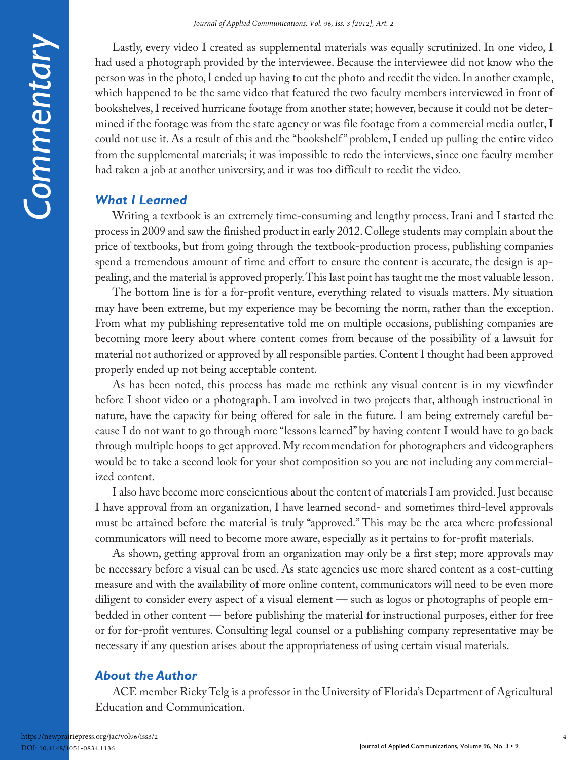Lastly, every video I created as supplemental materials was equally scrutinized. In one video, I had used a photograph provided by the interviewee. Because the interviewee did not know who the person was in the photo, I ended up having to cut the photo and reedit the video. In another example, which happened to be the same video that featured the two faculty members interviewed in front of bookshelves, I received hurricane footage from another state; however, because it could not be determined if the footage was from the state agency or was file footage from a commercial media outlet, I could not use it. As a result of this and the "bookshelf" problem, I ended up pulling the entire video from the supplemental materials; it was impossible to redo the interviews, since one faculty member had taken a job at another university, and it was too difficult to reedit the video.

## *What I Learned*

Writing a textbook is an extremely time-consuming and lengthy process. Irani and I started the process in 2009 and saw the finished product in early 2012. College students may complain about the price of textbooks, but from going through the textbook-production process, publishing companies spend a tremendous amount of time and effort to ensure the content is accurate, the design is appealing, and the material is approved properly. This last point has taught me the most valuable lesson.

The bottom line is for a for-profit venture, everything related to visuals matters. My situation may have been extreme, but my experience may be becoming the norm, rather than the exception. From what my publishing representative told me on multiple occasions, publishing companies are becoming more leery about where content comes from because of the possibility of a lawsuit for material not authorized or approved by all responsible parties. Content I thought had been approved properly ended up not being acceptable content.

As has been noted, this process has made me rethink any visual content is in my viewfinder before I shoot video or a photograph. I am involved in two projects that, although instructional in nature, have the capacity for being offered for sale in the future. I am being extremely careful because I do not want to go through more "lessons learned" by having content I would have to go back through multiple hoops to get approved. My recommendation for photographers and videographers would be to take a second look for your shot composition so you are not including any commercialized content.

I also have become more conscientious about the content of materials I am provided. Just because I have approval from an organization, I have learned second- and sometimes third-level approvals must be attained before the material is truly "approved." This may be the area where professional communicators will need to become more aware, especially as it pertains to for-profit materials.

As shown, getting approval from an organization may only be a first step; more approvals may be necessary before a visual can be used. As state agencies use more shared content as a cost-cutting measure and with the availability of more online content, communicators will need to be even more diligent to consider every aspect of a visual element — such as logos or photographs of people embedded in other content — before publishing the material for instructional purposes, either for free or for for-profit ventures. Consulting legal counsel or a publishing company representative may be necessary if any question arises about the appropriateness of using certain visual materials.

## *About the Author*

ACE member Ricky Telg is a professor in the University of Florida's Department of Agricultural Education and Communication.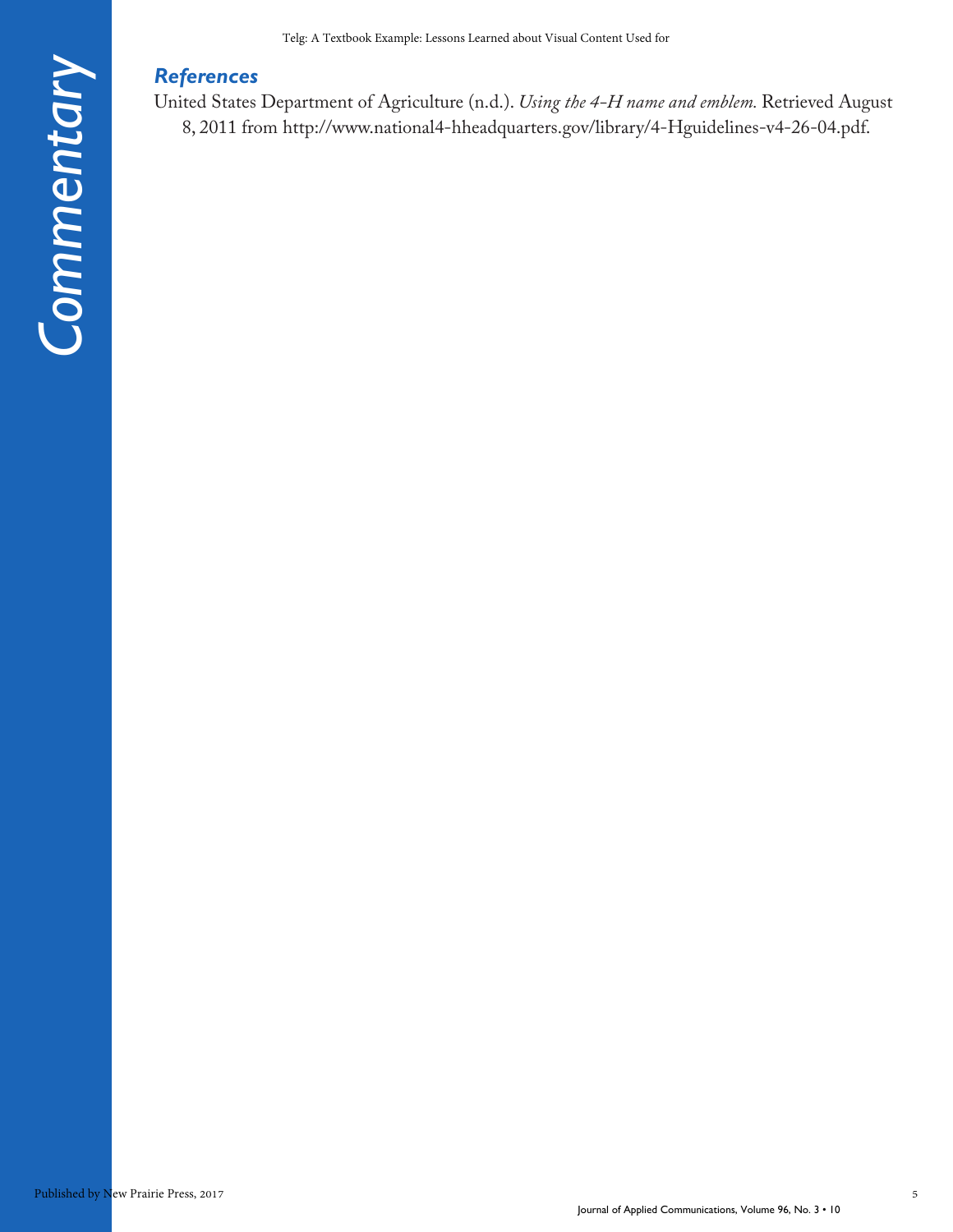## References

United States Department of Agriculture (n.d.). *Using the 4-H name and emblem.* Retrieved August 8, 2011 from http://www.national4-hheadquarters.gov/library/4-Hguidelines-v4-26-04.pdf.